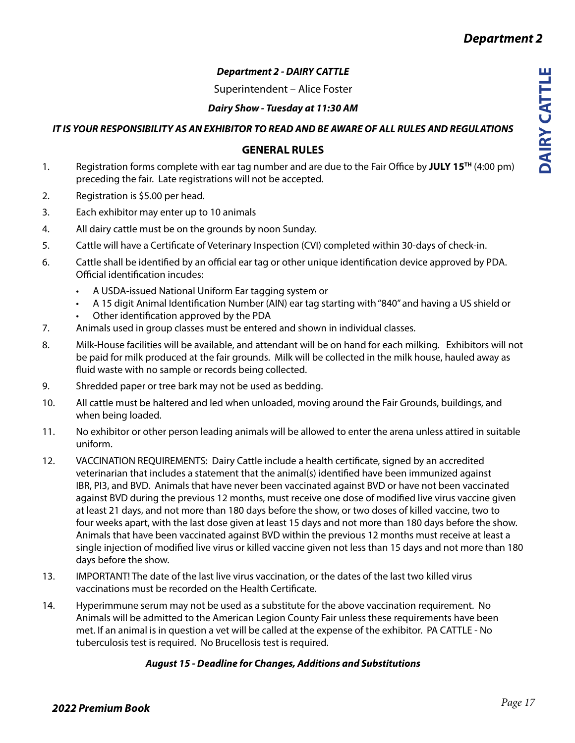## *Department 2 - DAIRY CATTLE*

Superintendent – Alice Foster

***Dairy Show - Tuesday at 11:30 AM***

***IT IS YOUR RESPONSIBILITY AS AN EXHIBITOR TO READ AND BE AWARE OF ALL RULES AND REGULATIONS***

### GENERAL RULES

1. Registration forms complete with ear tag number and are due to the Fair Office by **JULY 15TH** (4:00 pm) preceding the fair. Late registrations will not be accepted.
2. Registration is $5.00 per head.
3. Each exhibitor may enter up to 10 animals
4. All dairy cattle must be on the grounds by noon Sunday.
5. Cattle will have a Certificate of Veterinary Inspection (CVI) completed within 30-days of check-in.
6. Cattle shall be identified by an official ear tag or other unique identification device approved by PDA. Official identification incudes:
   - A USDA-issued National Uniform Ear tagging system or
   - A 15 digit Animal Identification Number (AIN) ear tag starting with "840" and having a US shield or
   - Other identification approved by the PDA
7. Animals used in group classes must be entered and shown in individual classes.
8. Milk-House facilities will be available, and attendant will be on hand for each milking. Exhibitors will not be paid for milk produced at the fair grounds. Milk will be collected in the milk house, hauled away as fluid waste with no sample or records being collected.
9. Shredded paper or tree bark may not be used as bedding.
10. All cattle must be haltered and led when unloaded, moving around the Fair Grounds, buildings, and when being loaded.
11. No exhibitor or other person leading animals will be allowed to enter the arena unless attired in suitable uniform.
12. VACCINATION REQUIREMENTS: Dairy Cattle include a health certificate, signed by an accredited veterinarian that includes a statement that the animal(s) identified have been immunized against IBR, PI3, and BVD. Animals that have never been vaccinated against BVD or have not been vaccinated against BVD during the previous 12 months, must receive one dose of modified live virus vaccine given at least 21 days, and not more than 180 days before the show, or two doses of killed vaccine, two to four weeks apart, with the last dose given at least 15 days and not more than 180 days before the show. Animals that have been vaccinated against BVD within the previous 12 months must receive at least a single injection of modified live virus or killed vaccine given not less than 15 days and not more than 180 days before the show.
13. IMPORTANT! The date of the last live virus vaccination, or the dates of the last two killed virus vaccinations must be recorded on the Health Certificate.
14. Hyperimmune serum may not be used as a substitute for the above vaccination requirement. No Animals will be admitted to the American Legion County Fair unless these requirements have been met. If an animal is in question a vet will be called at the expense of the exhibitor. PA CATTLE - No tuberculosis test is required. No Brucellosis test is required.

***August 15 - Deadline for Changes, Additions and Substitutions***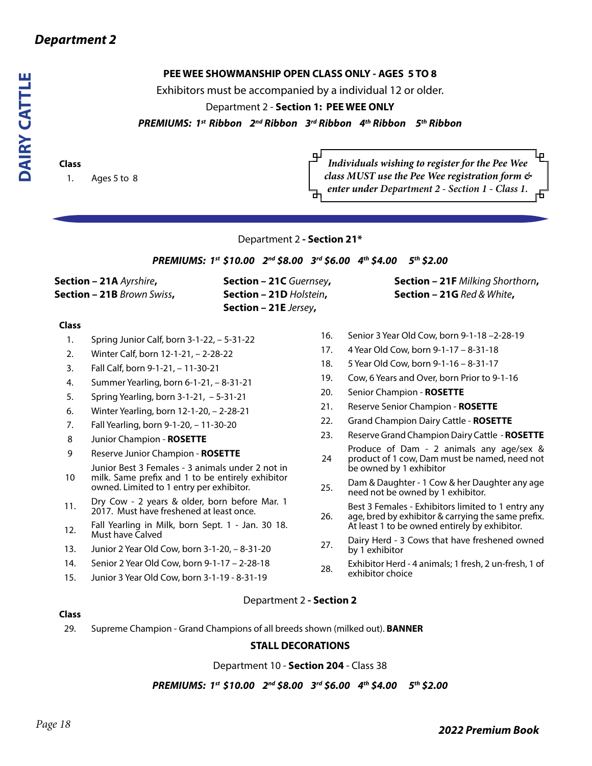# Department 2

**DAIRY CATTLE**

**PEE WEE SHOWMANSHIP OPEN CLASS ONLY - AGES 5 TO 8**

Exhibitors must be accompanied by a individual 12 or older.

Department 2 - **Section 1: PEE WEE ONLY**

***PREMIUMS: 1st Ribbon 2nd Ribbon 3rd Ribbon 4th Ribbon 5th Ribbon***

**Class**

1. Ages 5 to 8

*Individuals wishing to register for the Pee Wee class MUST use the Pee Wee registration form & enter under Department 2 - Section 1 - Class 1.*

---

Department 2 **- Section 21***

***PREMIUMS: 1st $10.00 2nd $8.00 3rd $6.00 4th $4.00 5th $2.00***

**Section – 21A** *Ayrshire*, **Section – 21B** *Brown Swiss*, **Section – 21C** *Guernsey*, **Section – 21D** *Holstein*, **Section – 21E** *Jersey*, **Section – 21F** *Milking Shorthorn*, **Section – 21G** *Red & White*,

**Class**

1. Spring Junior Calf, born 3-1-22, – 5-31-22
2. Winter Calf, born 12-1-21, – 2-28-22
3. Fall Calf, born 9-1-21, – 11-30-21
4. Summer Yearling, born 6-1-21, – 8-31-21
5. Spring Yearling, born 3-1-21, – 5-31-21
6. Winter Yearling, born 12-1-20, – 2-28-21
7. Fall Yearling, born 9-1-20, – 11-30-20
8. Junior Champion - **ROSETTE**
9. Reserve Junior Champion - **ROSETTE**
10. Junior Best 3 Females - 3 animals under 2 not in milk. Same prefix and 1 to be entirely exhibitor owned. Limited to 1 entry per exhibitor.
11. Dry Cow - 2 years & older, born before Mar. 1 2017. Must have freshened at least once.
12. Fall Yearling in Milk, born Sept. 1 - Jan. 30 18. Must have Calved
13. Junior 2 Year Old Cow, born 3-1-20, – 8-31-20
14. Senior 2 Year Old Cow, born 9-1-17 – 2-28-18
15. Junior 3 Year Old Cow, born 3-1-19 - 8-31-19
16. Senior 3 Year Old Cow, born 9-1-18 –2-28-19
17. 4 Year Old Cow, born 9-1-17 – 8-31-18
18. 5 Year Old Cow, born 9-1-16 – 8-31-17
19. Cow, 6 Years and Over, born Prior to 9-1-16
20. Senior Champion - **ROSETTE**
21. Reserve Senior Champion - **ROSETTE**
22. Grand Champion Dairy Cattle - **ROSETTE**
23. Reserve Grand Champion Dairy Cattle - **ROSETTE**
24. Produce of Dam - 2 animals any age/sex & product of 1 cow, Dam must be named, need not be owned by 1 exhibitor
25. Dam & Daughter - 1 Cow & her Daughter any age need not be owned by 1 exhibitor.
26. Best 3 Females - Exhibitors limited to 1 entry any age, bred by exhibitor & carrying the same prefix. At least 1 to be owned entirely by exhibitor.
27. Dairy Herd - 3 Cows that have freshened owned by 1 exhibitor
28. Exhibitor Herd - 4 animals; 1 fresh, 2 un-fresh, 1 of exhibitor choice

Department 2 **- Section 2**

**Class**

29. Supreme Champion - Grand Champions of all breeds shown (milked out). **BANNER**

**STALL DECORATIONS**

Department 10 - **Section 204** - Class 38

***PREMIUMS: 1st $10.00 2nd $8.00 3rd $6.00 4th $4.00 5th $2.00***